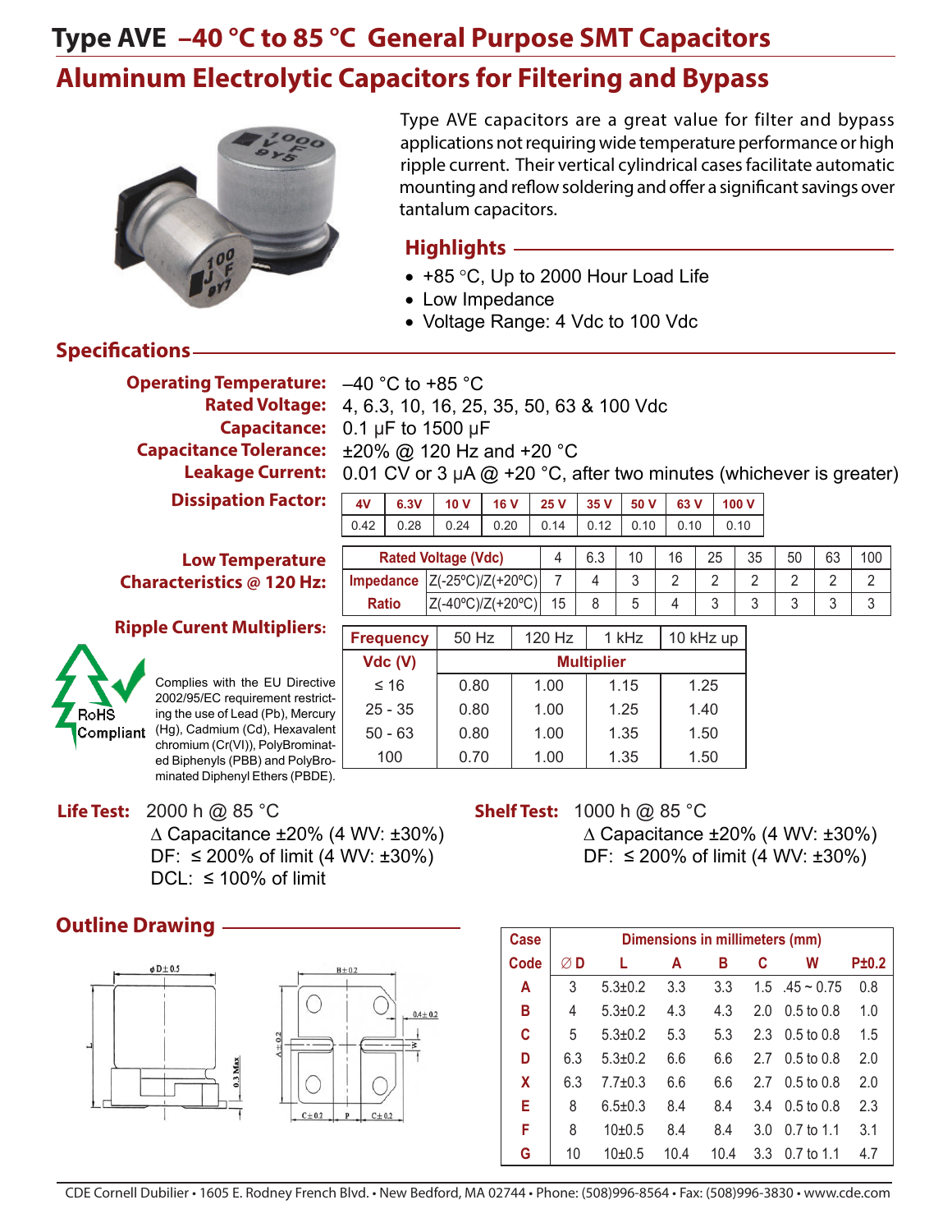# Type AVE –40 °C to 85 °C General Purpose SMT Capacitors

## Aluminum Electrolytic Capacitors for Filtering and Bypass

Type AVE capacitors are a great value for filter and bypass applications not requiring wide temperature performance or high ripple current. Their vertical cylindrical cases facilitate automatic mounting and reflow soldering and offer a significant savings over tantalum capacitors.

### Highlights

- +85 °C, Up to 2000 Hour Load Life
- Low Impedance
- Voltage Range: 4 Vdc to 100 Vdc

## Specifications

**Operating Temperature:** –40 °C to +85 °C

**Rated Voltage:** 4, 6.3, 10, 16, 25, 35, 50, 63 & 100 Vdc

**Capacitance:** 0.1 µF to 1500 µF

**Capacitance Tolerance:** ±20% @ 120 Hz and +20 °C

**Leakage Current:** 0.01 CV or 3 µA @ +20 °C, after two minutes (whichever is greater)

**Dissipation Factor:**

| 4V | 6.3V | 10 V | 16 V | 25 V | 35 V | 50 V | 63 V | 100 V |
|---|---|---|---|---|---|---|---|---|
| 0.42 | 0.28 | 0.24 | 0.20 | 0.14 | 0.12 | 0.10 | 0.10 | 0.10 |

**Low Temperature Characteristics @ 120 Hz:**

| Rated Voltage (Vdc) | | 4 | 6.3 | 10 | 16 | 25 | 35 | 50 | 63 | 100 |
|---|---|---|---|---|---|---|---|---|---|---|
| Impedance | Z(-25ºC)/Z(+20ºC) | 7 | 4 | 3 | 2 | 2 | 2 | 2 | 2 | 2 |
| Ratio | Z(-40ºC)/Z(+20ºC) | 15 | 8 | 5 | 4 | 3 | 3 | 3 | 3 | 3 |

**Ripple Curent Multipliers:**

| Frequency | 50 Hz | 120 Hz | 1 kHz | 10 kHz up |
|---|---|---|---|---|
| Vdc (V) | Multiplier | | | |
| ≤ 16 | 0.80 | 1.00 | 1.15 | 1.25 |
| 25 - 35 | 0.80 | 1.00 | 1.25 | 1.40 |
| 50 - 63 | 0.80 | 1.00 | 1.35 | 1.50 |
| 100 | 0.70 | 1.00 | 1.35 | 1.50 |

RoHS Compliant

Complies with the EU Directive 2002/95/EC requirement restricting the use of Lead (Pb), Mercury (Hg), Cadmium (Cd), Hexavalent chromium (Cr(VI)), PolyBrominated Biphenyls (PBB) and PolyBrominated Diphenyl Ethers (PBDE).

**Life Test:** 2000 h @ 85 °C
∆ Capacitance ±20% (4 WV: ±30%)
DF: ≤ 200% of limit (4 WV: ±30%)
DCL: ≤ 100% of limit

**Shelf Test:** 1000 h @ 85 °C
∆ Capacitance ±20% (4 WV: ±30%)
DF: ≤ 200% of limit (4 WV: ±30%)

## Outline Drawing

| Case Code | Dimensions in millimeters (mm) | | | | | | |
|---|---|---|---|---|---|---|---|
| | ∅ D | L | A | B | C | W | P±0.2 |
| A | 3 | 5.3±0.2 | 3.3 | 3.3 | 1.5 | .45 ~ 0.75 | 0.8 |
| B | 4 | 5.3±0.2 | 4.3 | 4.3 | 2.0 | 0.5 to 0.8 | 1.0 |
| C | 5 | 5.3±0.2 | 5.3 | 5.3 | 2.3 | 0.5 to 0.8 | 1.5 |
| D | 6.3 | 5.3±0.2 | 6.6 | 6.6 | 2.7 | 0.5 to 0.8 | 2.0 |
| X | 6.3 | 7.7±0.3 | 6.6 | 6.6 | 2.7 | 0.5 to 0.8 | 2.0 |
| E | 8 | 6.5±0.3 | 8.4 | 8.4 | 3.4 | 0.5 to 0.8 | 2.3 |
| F | 8 | 10±0.5 | 8.4 | 8.4 | 3.0 | 0.7 to 1.1 | 3.1 |
| G | 10 | 10±0.5 | 10.4 | 10.4 | 3.3 | 0.7 to 1.1 | 4.7 |

CDE Cornell Dubilier • 1605 E. Rodney French Blvd. • New Bedford, MA 02744 • Phone: (508)996-8564 • Fax: (508)996-3830 • www.cde.com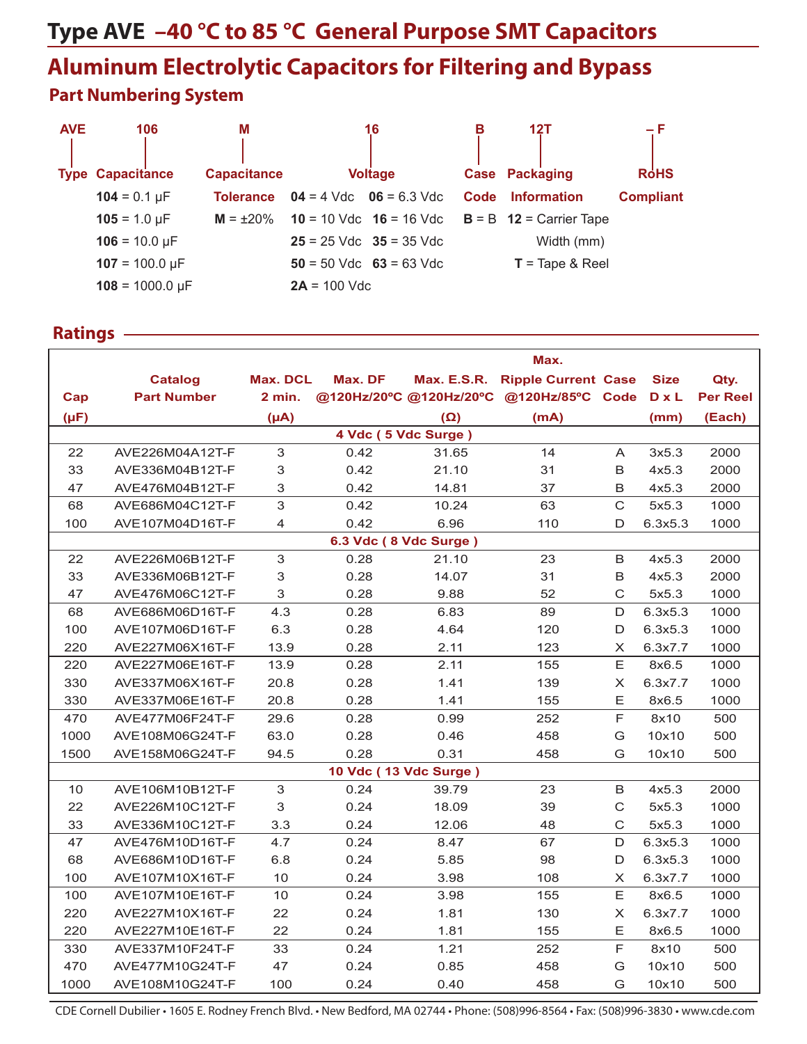# Type AVE –40 °C to 85 °C General Purpose SMT Capacitors

## Aluminum Electrolytic Capacitors for Filtering and Bypass

### Part Numbering System

| AVE | 106 | M | 16 | B | 12T | – F |
|---|---|---|---|---|---|---|
| Type | Capacitance | Capacitance Tolerance | Voltage | Case Code | Packaging Information | RoHS Compliant |
| | **104** = 0.1 µF | **M** = ±20% | **04** = 4 Vdc **06** = 6.3 Vdc | **B** = B | **12** = Carrier Tape Width (mm) | |
| | **105** = 1.0 µF | | **10** = 10 Vdc **16** = 16 Vdc | | **T** = Tape & Reel | |
| | **106** = 10.0 µF | | **25** = 25 Vdc **35** = 35 Vdc | | | |
| | **107** = 100.0 µF | | **50** = 50 Vdc **63** = 63 Vdc | | | |
| | **108** = 1000.0 µF | | **2A** = 100 Vdc | | | |

### Ratings

| Cap (µF) | Catalog Part Number | Max. DCL 2 min. (µA) | Max. DF @120Hz/20ºC | Max. E.S.R. @120Hz/20ºC (Ω) | Max. Ripple Current @120Hz/85ºC (mA) | Case Code | Size D x L (mm) | Qty. Per Reel (Each) |
|---|---|---|---|---|---|---|---|---|
| **4 Vdc ( 5 Vdc Surge )** | | | | | | | | |
| 22 | AVE226M04A12T-F | 3 | 0.42 | 31.65 | 14 | A | 3x5.3 | 2000 |
| 33 | AVE336M04B12T-F | 3 | 0.42 | 21.10 | 31 | B | 4x5.3 | 2000 |
| 47 | AVE476M04B12T-F | 3 | 0.42 | 14.81 | 37 | B | 4x5.3 | 2000 |
| 68 | AVE686M04C12T-F | 3 | 0.42 | 10.24 | 63 | C | 5x5.3 | 1000 |
| 100 | AVE107M04D16T-F | 4 | 0.42 | 6.96 | 110 | D | 6.3x5.3 | 1000 |
| **6.3 Vdc ( 8 Vdc Surge )** | | | | | | | | |
| 22 | AVE226M06B12T-F | 3 | 0.28 | 21.10 | 23 | B | 4x5.3 | 2000 |
| 33 | AVE336M06B12T-F | 3 | 0.28 | 14.07 | 31 | B | 4x5.3 | 2000 |
| 47 | AVE476M06C12T-F | 3 | 0.28 | 9.88 | 52 | C | 5x5.3 | 1000 |
| 68 | AVE686M06D16T-F | 4.3 | 0.28 | 6.83 | 89 | D | 6.3x5.3 | 1000 |
| 100 | AVE107M06D16T-F | 6.3 | 0.28 | 4.64 | 120 | D | 6.3x5.3 | 1000 |
| 220 | AVE227M06X16T-F | 13.9 | 0.28 | 2.11 | 123 | X | 6.3x7.7 | 1000 |
| 220 | AVE227M06E16T-F | 13.9 | 0.28 | 2.11 | 155 | E | 8x6.5 | 1000 |
| 330 | AVE337M06X16T-F | 20.8 | 0.28 | 1.41 | 139 | X | 6.3x7.7 | 1000 |
| 330 | AVE337M06E16T-F | 20.8 | 0.28 | 1.41 | 155 | E | 8x6.5 | 1000 |
| 470 | AVE477M06F24T-F | 29.6 | 0.28 | 0.99 | 252 | F | 8x10 | 500 |
| 1000 | AVE108M06G24T-F | 63.0 | 0.28 | 0.46 | 458 | G | 10x10 | 500 |
| 1500 | AVE158M06G24T-F | 94.5 | 0.28 | 0.31 | 458 | G | 10x10 | 500 |
| **10 Vdc ( 13 Vdc Surge )** | | | | | | | | |
| 10 | AVE106M10B12T-F | 3 | 0.24 | 39.79 | 23 | B | 4x5.3 | 2000 |
| 22 | AVE226M10C12T-F | 3 | 0.24 | 18.09 | 39 | C | 5x5.3 | 1000 |
| 33 | AVE336M10C12T-F | 3.3 | 0.24 | 12.06 | 48 | C | 5x5.3 | 1000 |
| 47 | AVE476M10D16T-F | 4.7 | 0.24 | 8.47 | 67 | D | 6.3x5.3 | 1000 |
| 68 | AVE686M10D16T-F | 6.8 | 0.24 | 5.85 | 98 | D | 6.3x5.3 | 1000 |
| 100 | AVE107M10X16T-F | 10 | 0.24 | 3.98 | 108 | X | 6.3x7.7 | 1000 |
| 100 | AVE107M10E16T-F | 10 | 0.24 | 3.98 | 155 | E | 8x6.5 | 1000 |
| 220 | AVE227M10X16T-F | 22 | 0.24 | 1.81 | 130 | X | 6.3x7.7 | 1000 |
| 220 | AVE227M10E16T-F | 22 | 0.24 | 1.81 | 155 | E | 8x6.5 | 1000 |
| 330 | AVE337M10F24T-F | 33 | 0.24 | 1.21 | 252 | F | 8x10 | 500 |
| 470 | AVE477M10G24T-F | 47 | 0.24 | 0.85 | 458 | G | 10x10 | 500 |
| 1000 | AVE108M10G24T-F | 100 | 0.24 | 0.40 | 458 | G | 10x10 | 500 |

CDE Cornell Dubilier • 1605 E. Rodney French Blvd. • New Bedford, MA 02744 • Phone: (508)996-8564 • Fax: (508)996-3830 • www.cde.com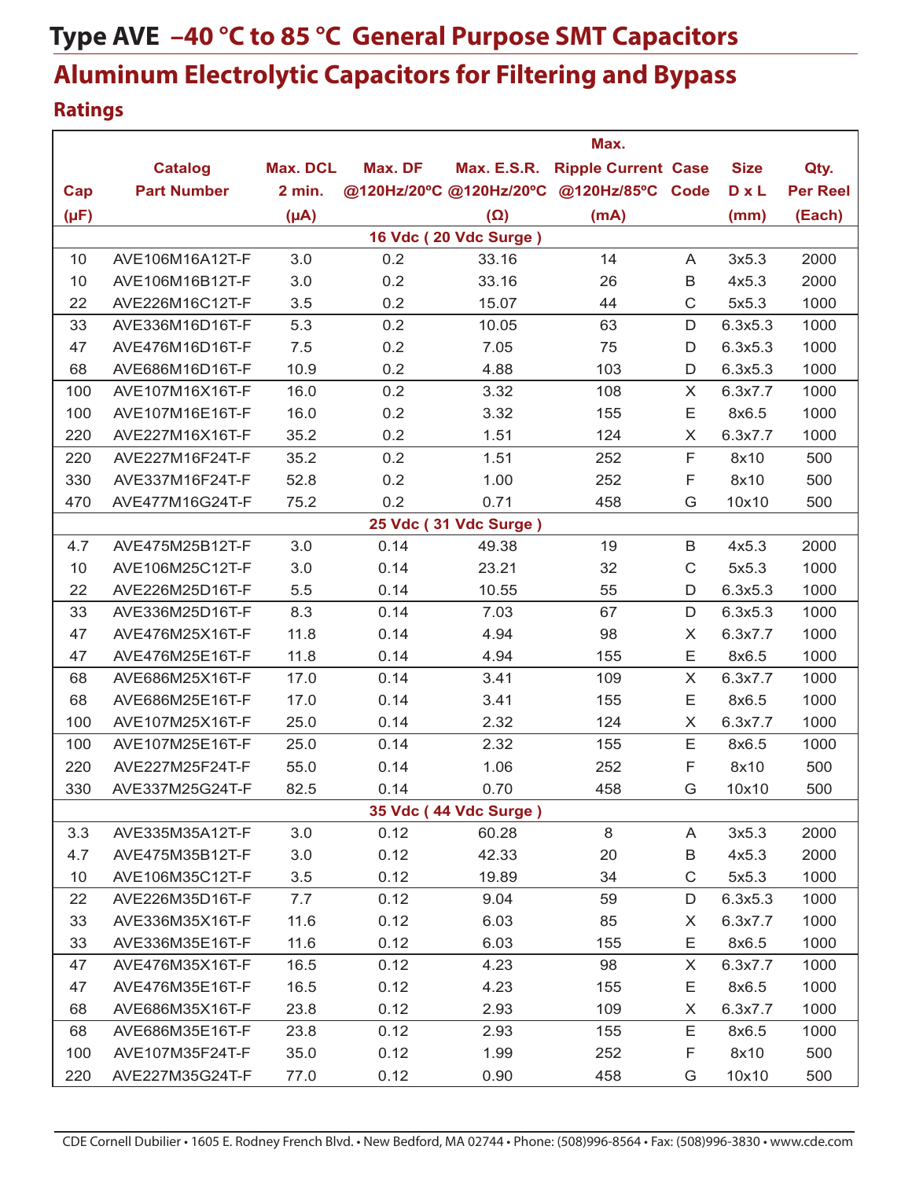# Type AVE –40 °C to 85 °C General Purpose SMT Capacitors

## Aluminum Electrolytic Capacitors for Filtering and Bypass

### Ratings

| Cap (µF) | Catalog Part Number | Max. DCL 2 min. (µA) | Max. DF @120Hz/20ºC | Max. E.S.R. @120Hz/20ºC (Ω) | Max. Ripple Current @120Hz/85ºC (mA) | Case Code | Size D x L (mm) | Qty. Per Reel (Each) |
|---|---|---|---|---|---|---|---|---|
| **16 Vdc ( 20 Vdc Surge )** | | | | | | | | |
| 10 | AVE106M16A12T-F | 3.0 | 0.2 | 33.16 | 14 | A | 3x5.3 | 2000 |
| 10 | AVE106M16B12T-F | 3.0 | 0.2 | 33.16 | 26 | B | 4x5.3 | 2000 |
| 22 | AVE226M16C12T-F | 3.5 | 0.2 | 15.07 | 44 | C | 5x5.3 | 1000 |
| 33 | AVE336M16D16T-F | 5.3 | 0.2 | 10.05 | 63 | D | 6.3x5.3 | 1000 |
| 47 | AVE476M16D16T-F | 7.5 | 0.2 | 7.05 | 75 | D | 6.3x5.3 | 1000 |
| 68 | AVE686M16D16T-F | 10.9 | 0.2 | 4.88 | 103 | D | 6.3x5.3 | 1000 |
| 100 | AVE107M16X16T-F | 16.0 | 0.2 | 3.32 | 108 | X | 6.3x7.7 | 1000 |
| 100 | AVE107M16E16T-F | 16.0 | 0.2 | 3.32 | 155 | E | 8x6.5 | 1000 |
| 220 | AVE227M16X16T-F | 35.2 | 0.2 | 1.51 | 124 | X | 6.3x7.7 | 1000 |
| 220 | AVE227M16F24T-F | 35.2 | 0.2 | 1.51 | 252 | F | 8x10 | 500 |
| 330 | AVE337M16F24T-F | 52.8 | 0.2 | 1.00 | 252 | F | 8x10 | 500 |
| 470 | AVE477M16G24T-F | 75.2 | 0.2 | 0.71 | 458 | G | 10x10 | 500 |
| **25 Vdc ( 31 Vdc Surge )** | | | | | | | | |
| 4.7 | AVE475M25B12T-F | 3.0 | 0.14 | 49.38 | 19 | B | 4x5.3 | 2000 |
| 10 | AVE106M25C12T-F | 3.0 | 0.14 | 23.21 | 32 | C | 5x5.3 | 1000 |
| 22 | AVE226M25D16T-F | 5.5 | 0.14 | 10.55 | 55 | D | 6.3x5.3 | 1000 |
| 33 | AVE336M25D16T-F | 8.3 | 0.14 | 7.03 | 67 | D | 6.3x5.3 | 1000 |
| 47 | AVE476M25X16T-F | 11.8 | 0.14 | 4.94 | 98 | X | 6.3x7.7 | 1000 |
| 47 | AVE476M25E16T-F | 11.8 | 0.14 | 4.94 | 155 | E | 8x6.5 | 1000 |
| 68 | AVE686M25X16T-F | 17.0 | 0.14 | 3.41 | 109 | X | 6.3x7.7 | 1000 |
| 68 | AVE686M25E16T-F | 17.0 | 0.14 | 3.41 | 155 | E | 8x6.5 | 1000 |
| 100 | AVE107M25X16T-F | 25.0 | 0.14 | 2.32 | 124 | X | 6.3x7.7 | 1000 |
| 100 | AVE107M25E16T-F | 25.0 | 0.14 | 2.32 | 155 | E | 8x6.5 | 1000 |
| 220 | AVE227M25F24T-F | 55.0 | 0.14 | 1.06 | 252 | F | 8x10 | 500 |
| 330 | AVE337M25G24T-F | 82.5 | 0.14 | 0.70 | 458 | G | 10x10 | 500 |
| **35 Vdc ( 44 Vdc Surge )** | | | | | | | | |
| 3.3 | AVE335M35A12T-F | 3.0 | 0.12 | 60.28 | 8 | A | 3x5.3 | 2000 |
| 4.7 | AVE475M35B12T-F | 3.0 | 0.12 | 42.33 | 20 | B | 4x5.3 | 2000 |
| 10 | AVE106M35C12T-F | 3.5 | 0.12 | 19.89 | 34 | C | 5x5.3 | 1000 |
| 22 | AVE226M35D16T-F | 7.7 | 0.12 | 9.04 | 59 | D | 6.3x5.3 | 1000 |
| 33 | AVE336M35X16T-F | 11.6 | 0.12 | 6.03 | 85 | X | 6.3x7.7 | 1000 |
| 33 | AVE336M35E16T-F | 11.6 | 0.12 | 6.03 | 155 | E | 8x6.5 | 1000 |
| 47 | AVE476M35X16T-F | 16.5 | 0.12 | 4.23 | 98 | X | 6.3x7.7 | 1000 |
| 47 | AVE476M35E16T-F | 16.5 | 0.12 | 4.23 | 155 | E | 8x6.5 | 1000 |
| 68 | AVE686M35X16T-F | 23.8 | 0.12 | 2.93 | 109 | X | 6.3x7.7 | 1000 |
| 68 | AVE686M35E16T-F | 23.8 | 0.12 | 2.93 | 155 | E | 8x6.5 | 1000 |
| 100 | AVE107M35F24T-F | 35.0 | 0.12 | 1.99 | 252 | F | 8x10 | 500 |
| 220 | AVE227M35G24T-F | 77.0 | 0.12 | 0.90 | 458 | G | 10x10 | 500 |

CDE Cornell Dubilier • 1605 E. Rodney French Blvd. • New Bedford, MA 02744 • Phone: (508)996-8564 • Fax: (508)996-3830 • www.cde.com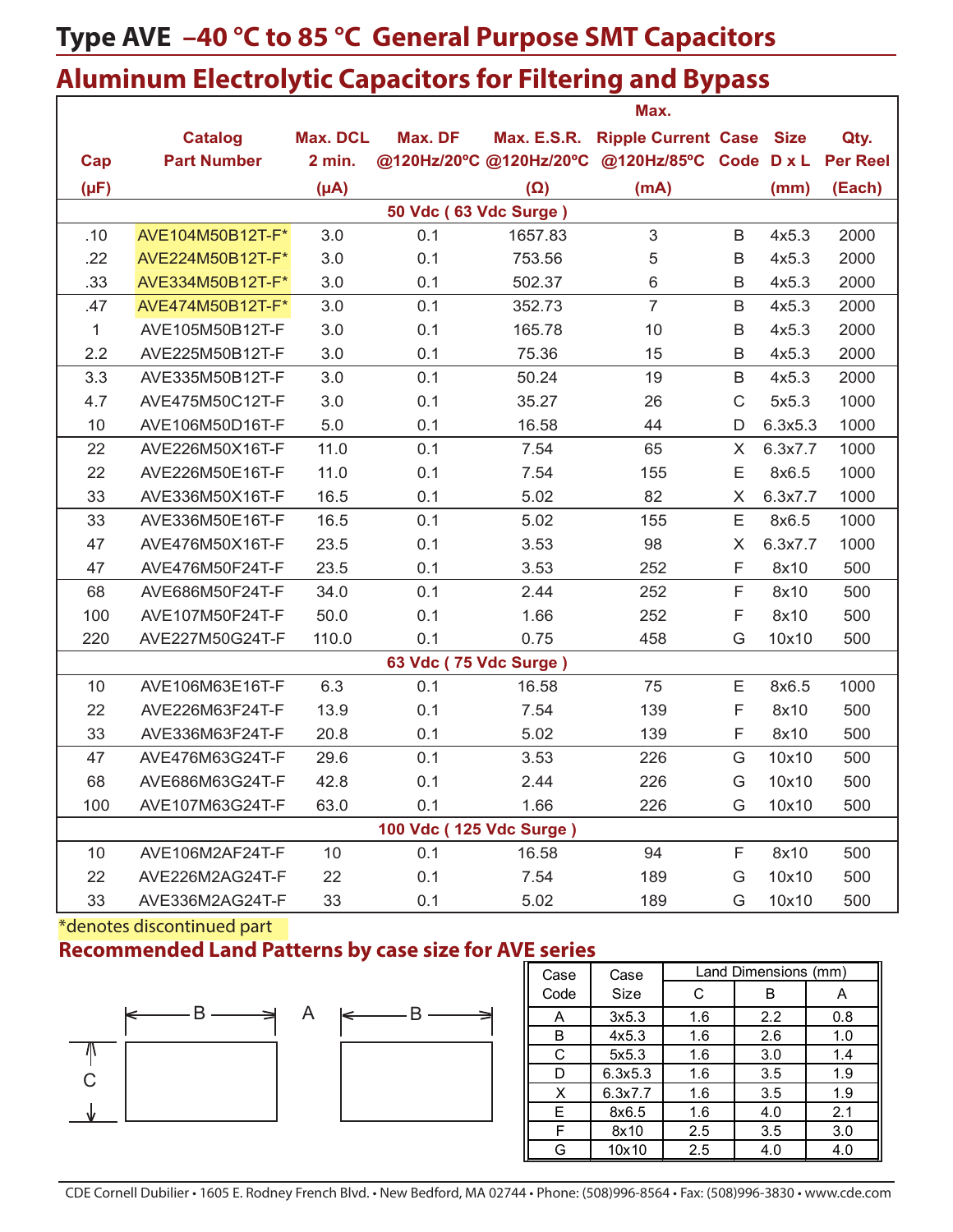# Type AVE –40 °C to 85 °C General Purpose SMT Capacitors

## Aluminum Electrolytic Capacitors for Filtering and Bypass

| Cap (µF) | Catalog Part Number | Max. DCL 2 min. (µA) | Max. DF @120Hz/20ºC | Max. E.S.R. @120Hz/20ºC (Ω) | Max. Ripple Current @120Hz/85ºC (mA) | Case Code | Size D x L (mm) | Qty. Per Reel (Each) |
|---|---|---|---|---|---|---|---|---|
| **50 Vdc ( 63 Vdc Surge )** | | | | | | | | |
| .10 | AVE104M50B12T-F* | 3.0 | 0.1 | 1657.83 | 3 | B | 4x5.3 | 2000 |
| .22 | AVE224M50B12T-F* | 3.0 | 0.1 | 753.56 | 5 | B | 4x5.3 | 2000 |
| .33 | AVE334M50B12T-F* | 3.0 | 0.1 | 502.37 | 6 | B | 4x5.3 | 2000 |
| .47 | AVE474M50B12T-F* | 3.0 | 0.1 | 352.73 | 7 | B | 4x5.3 | 2000 |
| 1 | AVE105M50B12T-F | 3.0 | 0.1 | 165.78 | 10 | B | 4x5.3 | 2000 |
| 2.2 | AVE225M50B12T-F | 3.0 | 0.1 | 75.36 | 15 | B | 4x5.3 | 2000 |
| 3.3 | AVE335M50B12T-F | 3.0 | 0.1 | 50.24 | 19 | B | 4x5.3 | 2000 |
| 4.7 | AVE475M50C12T-F | 3.0 | 0.1 | 35.27 | 26 | C | 5x5.3 | 1000 |
| 10 | AVE106M50D16T-F | 5.0 | 0.1 | 16.58 | 44 | D | 6.3x5.3 | 1000 |
| 22 | AVE226M50X16T-F | 11.0 | 0.1 | 7.54 | 65 | X | 6.3x7.7 | 1000 |
| 22 | AVE226M50E16T-F | 11.0 | 0.1 | 7.54 | 155 | E | 8x6.5 | 1000 |
| 33 | AVE336M50X16T-F | 16.5 | 0.1 | 5.02 | 82 | X | 6.3x7.7 | 1000 |
| 33 | AVE336M50E16T-F | 16.5 | 0.1 | 5.02 | 155 | E | 8x6.5 | 1000 |
| 47 | AVE476M50X16T-F | 23.5 | 0.1 | 3.53 | 98 | X | 6.3x7.7 | 1000 |
| 47 | AVE476M50F24T-F | 23.5 | 0.1 | 3.53 | 252 | F | 8x10 | 500 |
| 68 | AVE686M50F24T-F | 34.0 | 0.1 | 2.44 | 252 | F | 8x10 | 500 |
| 100 | AVE107M50F24T-F | 50.0 | 0.1 | 1.66 | 252 | F | 8x10 | 500 |
| 220 | AVE227M50G24T-F | 110.0 | 0.1 | 0.75 | 458 | G | 10x10 | 500 |
| **63 Vdc ( 75 Vdc Surge )** | | | | | | | | |
| 10 | AVE106M63E16T-F | 6.3 | 0.1 | 16.58 | 75 | E | 8x6.5 | 1000 |
| 22 | AVE226M63F24T-F | 13.9 | 0.1 | 7.54 | 139 | F | 8x10 | 500 |
| 33 | AVE336M63F24T-F | 20.8 | 0.1 | 5.02 | 139 | F | 8x10 | 500 |
| 47 | AVE476M63G24T-F | 29.6 | 0.1 | 3.53 | 226 | G | 10x10 | 500 |
| 68 | AVE686M63G24T-F | 42.8 | 0.1 | 2.44 | 226 | G | 10x10 | 500 |
| 100 | AVE107M63G24T-F | 63.0 | 0.1 | 1.66 | 226 | G | 10x10 | 500 |
| **100 Vdc ( 125 Vdc Surge )** | | | | | | | | |
| 10 | AVE106M2AF24T-F | 10 | 0.1 | 16.58 | 94 | F | 8x10 | 500 |
| 22 | AVE226M2AG24T-F | 22 | 0.1 | 7.54 | 189 | G | 10x10 | 500 |
| 33 | AVE336M2AG24T-F | 33 | 0.1 | 5.02 | 189 | G | 10x10 | 500 |

*denotes discontinued part

## Recommended Land Patterns by case size for AVE series

| Case Code | Case Size | Land Dimensions (mm) | | |
|---|---|---|---|---|
| | | C | B | A |
| A | 3x5.3 | 1.6 | 2.2 | 0.8 |
| B | 4x5.3 | 1.6 | 2.6 | 1.0 |
| C | 5x5.3 | 1.6 | 3.0 | 1.4 |
| D | 6.3x5.3 | 1.6 | 3.5 | 1.9 |
| X | 6.3x7.7 | 1.6 | 3.5 | 1.9 |
| E | 8x6.5 | 1.6 | 4.0 | 2.1 |
| F | 8x10 | 2.5 | 3.5 | 3.0 |
| G | 10x10 | 2.5 | 4.0 | 4.0 |

CDE Cornell Dubilier • 1605 E. Rodney French Blvd. • New Bedford, MA 02744 • Phone: (508)996-8564 • Fax: (508)996-3830 • www.cde.com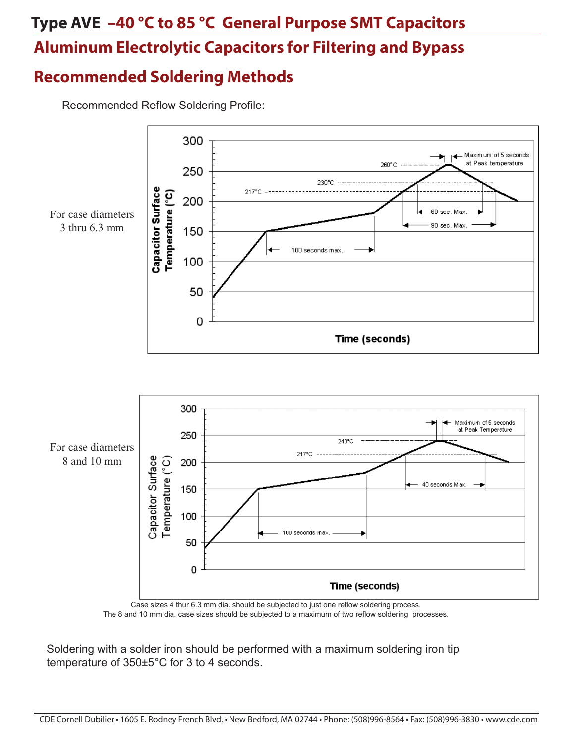# Type AVE –40 °C to 85 °C General Purpose SMT Capacitors

## Aluminum Electrolytic Capacitors for Filtering and Bypass

## Recommended Soldering Methods

Recommended Reflow Soldering Profile:

For case diameters 3 thru 6.3 mm

For case diameters 8 and 10 mm

Case sizes 4 thur 6.3 mm dia. should be subjected to just one reflow soldering process.
The 8 and 10 mm dia. case sizes should be subjected to a maximum of two reflow soldering processes.

Soldering with a solder iron should be performed with a maximum soldering iron tip temperature of 350±5°C for 3 to 4 seconds.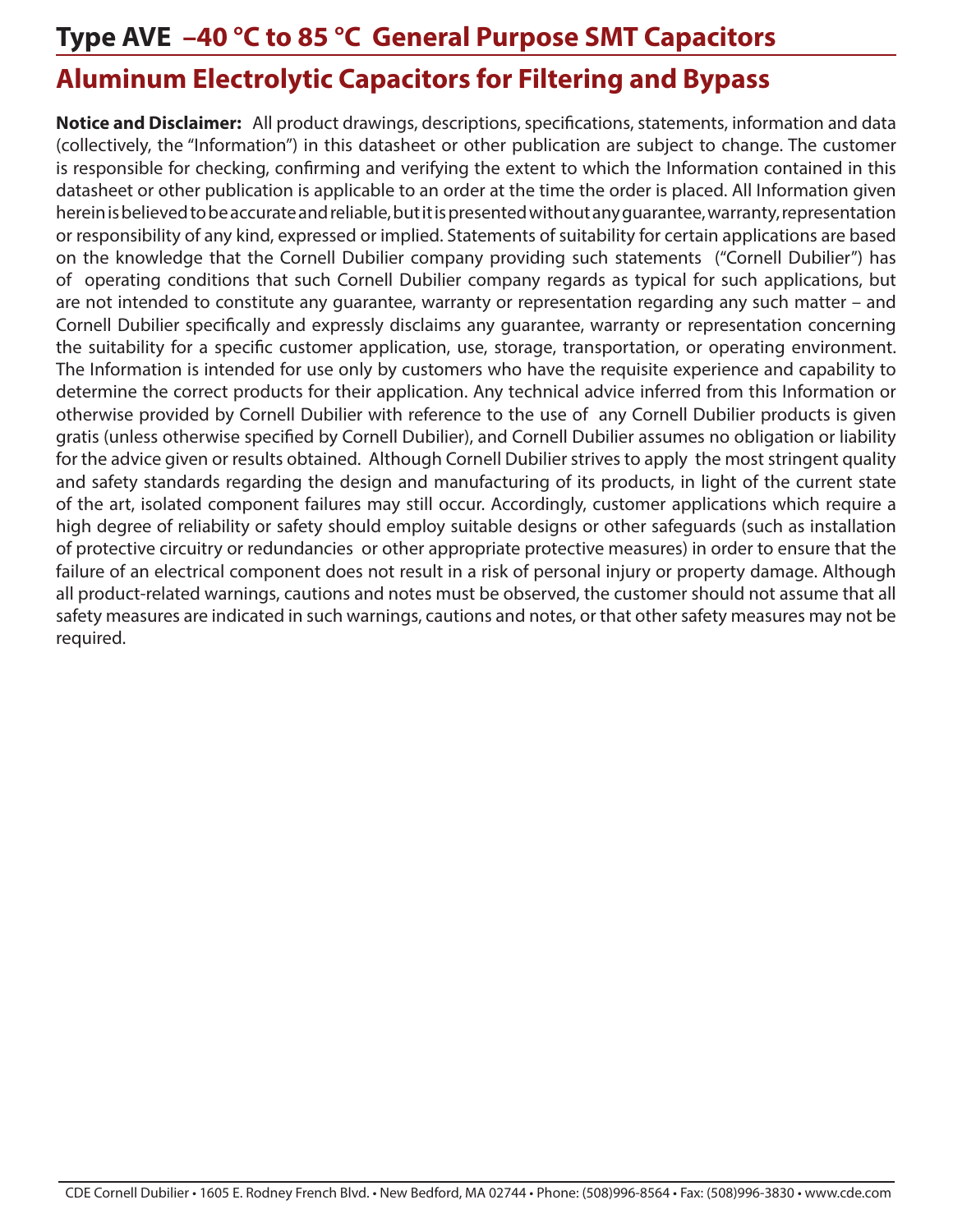# Type AVE –40 °C to 85 °C General Purpose SMT Capacitors

## Aluminum Electrolytic Capacitors for Filtering and Bypass

**Notice and Disclaimer:** All product drawings, descriptions, specifications, statements, information and data (collectively, the "Information") in this datasheet or other publication are subject to change. The customer is responsible for checking, confirming and verifying the extent to which the Information contained in this datasheet or other publication is applicable to an order at the time the order is placed. All Information given herein is believed to be accurate and reliable, but it is presented without any guarantee, warranty, representation or responsibility of any kind, expressed or implied. Statements of suitability for certain applications are based on the knowledge that the Cornell Dubilier company providing such statements ("Cornell Dubilier") has of operating conditions that such Cornell Dubilier company regards as typical for such applications, but are not intended to constitute any guarantee, warranty or representation regarding any such matter – and Cornell Dubilier specifically and expressly disclaims any guarantee, warranty or representation concerning the suitability for a specific customer application, use, storage, transportation, or operating environment. The Information is intended for use only by customers who have the requisite experience and capability to determine the correct products for their application. Any technical advice inferred from this Information or otherwise provided by Cornell Dubilier with reference to the use of any Cornell Dubilier products is given gratis (unless otherwise specified by Cornell Dubilier), and Cornell Dubilier assumes no obligation or liability for the advice given or results obtained. Although Cornell Dubilier strives to apply the most stringent quality and safety standards regarding the design and manufacturing of its products, in light of the current state of the art, isolated component failures may still occur. Accordingly, customer applications which require a high degree of reliability or safety should employ suitable designs or other safeguards (such as installation of protective circuitry or redundancies or other appropriate protective measures) in order to ensure that the failure of an electrical component does not result in a risk of personal injury or property damage. Although all product-related warnings, cautions and notes must be observed, the customer should not assume that all safety measures are indicated in such warnings, cautions and notes, or that other safety measures may not be required.